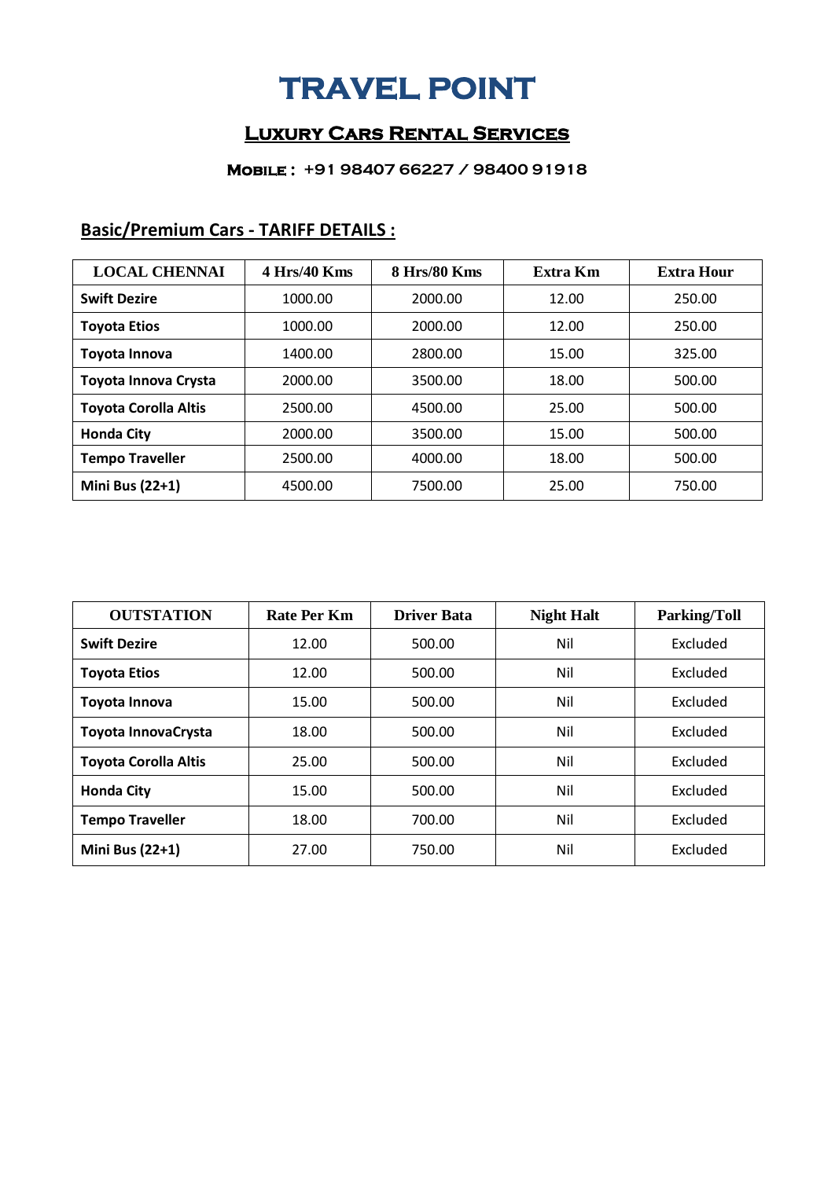# TRAVEL POINT

## Luxury Cars Rental Services

**Mobile : +91 98407 66227 / 98400 91918**

### Basic/Premium Cars - TARIFF DETAILS :

| LOCAL CHENNAI | 4 Hrs/40 Kms | 8 Hrs/80 Kms | Extra Km | Extra Hour |
|---|---|---|---|---|
| **Swift Dezire** | 1000.00 | 2000.00 | 12.00 | 250.00 |
| **Toyota Etios** | 1000.00 | 2000.00 | 12.00 | 250.00 |
| **Toyota Innova** | 1400.00 | 2800.00 | 15.00 | 325.00 |
| **Toyota Innova Crysta** | 2000.00 | 3500.00 | 18.00 | 500.00 |
| **Toyota Corolla Altis** | 2500.00 | 4500.00 | 25.00 | 500.00 |
| **Honda City** | 2000.00 | 3500.00 | 15.00 | 500.00 |
| **Tempo Traveller** | 2500.00 | 4000.00 | 18.00 | 500.00 |
| **Mini Bus (22+1)** | 4500.00 | 7500.00 | 25.00 | 750.00 |

| OUTSTATION | Rate Per Km | Driver Bata | Night Halt | Parking/Toll |
|---|---|---|---|---|
| **Swift Dezire** | 12.00 | 500.00 | Nil | Excluded |
| **Toyota Etios** | 12.00 | 500.00 | Nil | Excluded |
| **Toyota Innova** | 15.00 | 500.00 | Nil | Excluded |
| **Toyota InnovaCrysta** | 18.00 | 500.00 | Nil | Excluded |
| **Toyota Corolla Altis** | 25.00 | 500.00 | Nil | Excluded |
| **Honda City** | 15.00 | 500.00 | Nil | Excluded |
| **Tempo Traveller** | 18.00 | 700.00 | Nil | Excluded |
| **Mini Bus (22+1)** | 27.00 | 750.00 | Nil | Excluded |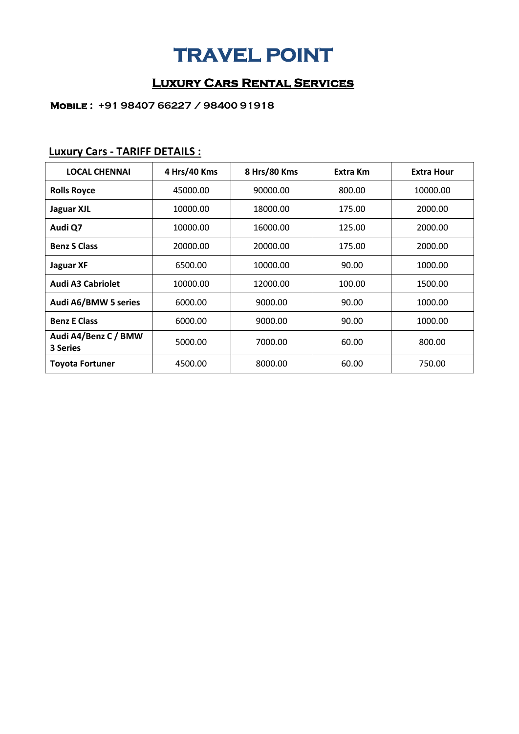# TRAVEL POINT

## Luxury Cars Rental Services

**Mobile :** **+91 98407 66227 / 98400 91918**

### Luxury Cars - TARIFF DETAILS :

| LOCAL CHENNAI | 4 Hrs/40 Kms | 8 Hrs/80 Kms | Extra Km | Extra Hour |
|---|---|---|---|---|
| **Rolls Royce** | 45000.00 | 90000.00 | 800.00 | 10000.00 |
| **Jaguar XJL** | 10000.00 | 18000.00 | 175.00 | 2000.00 |
| **Audi Q7** | 10000.00 | 16000.00 | 125.00 | 2000.00 |
| **Benz S Class** | 20000.00 | 20000.00 | 175.00 | 2000.00 |
| **Jaguar XF** | 6500.00 | 10000.00 | 90.00 | 1000.00 |
| **Audi A3 Cabriolet** | 10000.00 | 12000.00 | 100.00 | 1500.00 |
| **Audi A6/BMW 5 series** | 6000.00 | 9000.00 | 90.00 | 1000.00 |
| **Benz E Class** | 6000.00 | 9000.00 | 90.00 | 1000.00 |
| **Audi A4/Benz C / BMW 3 Series** | 5000.00 | 7000.00 | 60.00 | 800.00 |
| **Toyota Fortuner** | 4500.00 | 8000.00 | 60.00 | 750.00 |